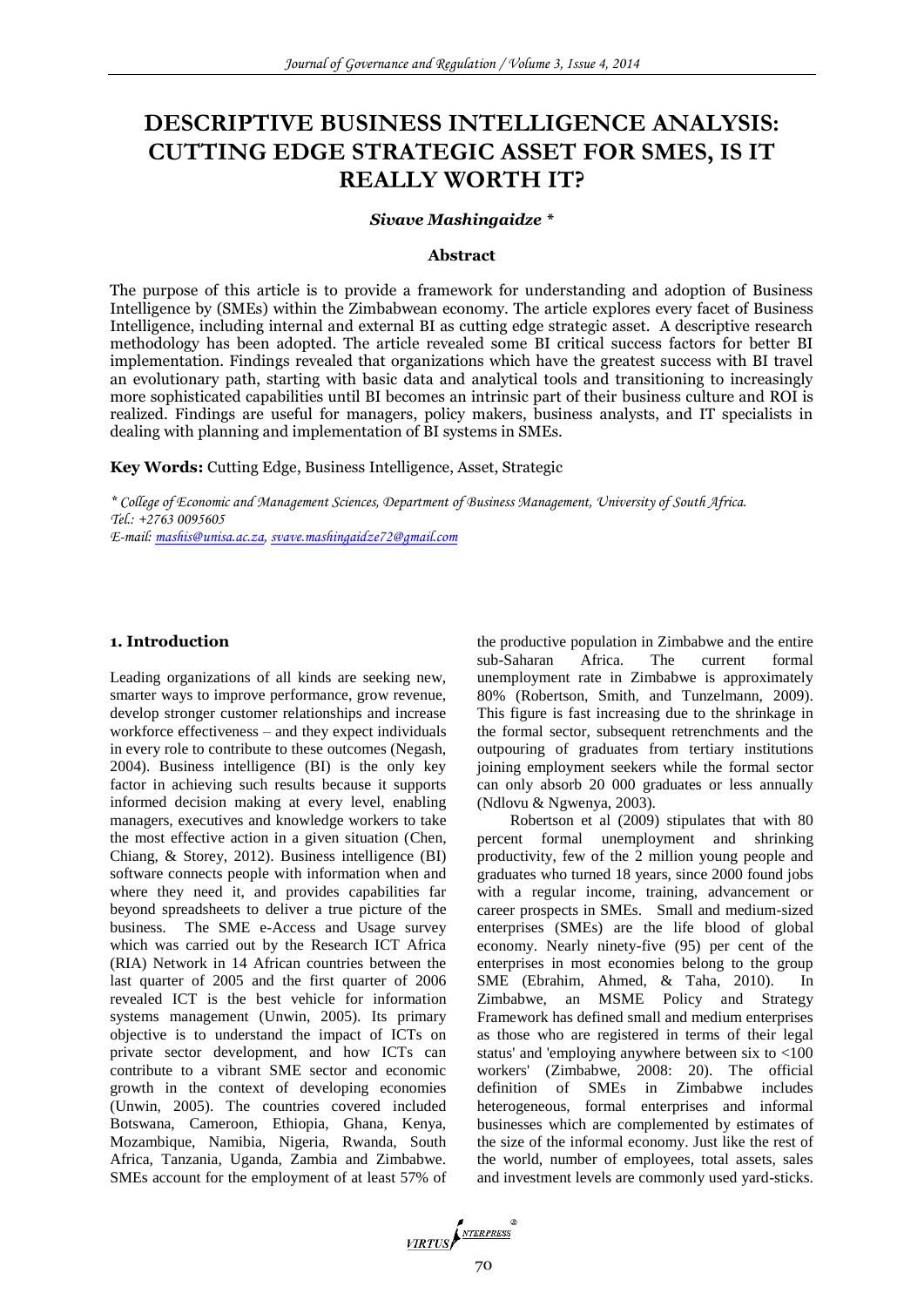# DESCRIPTIVE BUSINESS INTELLIGENCE ANALYSIS: CUTTING EDGE STRATEGIC ASSET FOR SMES, IS IT REALLY WORTH IT?

***Sivave Mashingaidze \****

**Abstract**

The purpose of this article is to provide a framework for understanding and adoption of Business Intelligence by (SMEs) within the Zimbabwean economy. The article explores every facet of Business Intelligence, including internal and external BI as cutting edge strategic asset. A descriptive research methodology has been adopted. The article revealed some BI critical success factors for better BI implementation. Findings revealed that organizations which have the greatest success with BI travel an evolutionary path, starting with basic data and analytical tools and transitioning to increasingly more sophisticated capabilities until BI becomes an intrinsic part of their business culture and ROI is realized. Findings are useful for managers, policy makers, business analysts, and IT specialists in dealing with planning and implementation of BI systems in SMEs.

**Key Words:** Cutting Edge, Business Intelligence, Asset, Strategic

*\* College of Economic and Management Sciences, Department of Business Management, University of South Africa.*
*Tel.: +2763 0095605*
*E-mail: mashis@unisa.ac.za, svave.mashingaidze72@gmail.com*

## 1. Introduction

Leading organizations of all kinds are seeking new, smarter ways to improve performance, grow revenue, develop stronger customer relationships and increase workforce effectiveness – and they expect individuals in every role to contribute to these outcomes (Negash, 2004). Business intelligence (BI) is the only key factor in achieving such results because it supports informed decision making at every level, enabling managers, executives and knowledge workers to take the most effective action in a given situation (Chen, Chiang, & Storey, 2012). Business intelligence (BI) software connects people with information when and where they need it, and provides capabilities far beyond spreadsheets to deliver a true picture of the business. The SME e-Access and Usage survey which was carried out by the Research ICT Africa (RIA) Network in 14 African countries between the last quarter of 2005 and the first quarter of 2006 revealed ICT is the best vehicle for information systems management (Unwin, 2005). Its primary objective is to understand the impact of ICTs on private sector development, and how ICTs can contribute to a vibrant SME sector and economic growth in the context of developing economies (Unwin, 2005). The countries covered included Botswana, Cameroon, Ethiopia, Ghana, Kenya, Mozambique, Namibia, Nigeria, Rwanda, South Africa, Tanzania, Uganda, Zambia and Zimbabwe. SMEs account for the employment of at least 57% of the productive population in Zimbabwe and the entire sub-Saharan Africa. The current formal unemployment rate in Zimbabwe is approximately 80% (Robertson, Smith, and Tunzelmann, 2009). This figure is fast increasing due to the shrinkage in the formal sector, subsequent retrenchments and the outpouring of graduates from tertiary institutions joining employment seekers while the formal sector can only absorb 20 000 graduates or less annually (Ndlovu & Ngwenya, 2003).

Robertson et al (2009) stipulates that with 80 percent formal unemployment and shrinking productivity, few of the 2 million young people and graduates who turned 18 years, since 2000 found jobs with a regular income, training, advancement or career prospects in SMEs. Small and medium-sized enterprises (SMEs) are the life blood of global economy. Nearly ninety-five (95) per cent of the enterprises in most economies belong to the group SME (Ebrahim, Ahmed, & Taha, 2010). In Zimbabwe, an MSME Policy and Strategy Framework has defined small and medium enterprises as those who are registered in terms of their legal status' and 'employing anywhere between six to <100 workers' (Zimbabwe, 2008: 20). The official definition of SMEs in Zimbabwe includes heterogeneous, formal enterprises and informal businesses which are complemented by estimates of the size of the informal economy. Just like the rest of the world, number of employees, total assets, sales and investment levels are commonly used yard-sticks.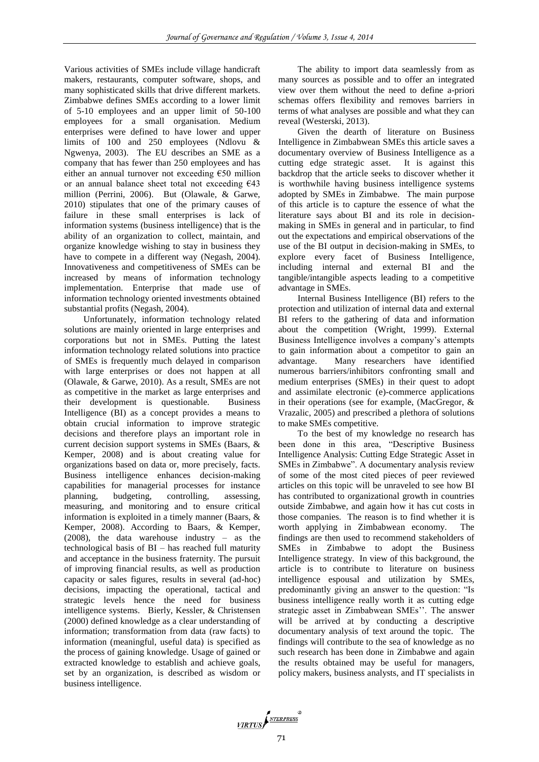Various activities of SMEs include village handicraft makers, restaurants, computer software, shops, and many sophisticated skills that drive different markets. Zimbabwe defines SMEs according to a lower limit of 5-10 employees and an upper limit of 50-100 employees for a small organisation. Medium enterprises were defined to have lower and upper limits of 100 and 250 employees (Ndlovu & Ngwenya, 2003). The EU describes an SME as a company that has fewer than 250 employees and has either an annual turnover not exceeding €50 million or an annual balance sheet total not exceeding €43 million (Perrini, 2006). But (Olawale, & Garwe, 2010) stipulates that one of the primary causes of failure in these small enterprises is lack of information systems (business intelligence) that is the ability of an organization to collect, maintain, and organize knowledge wishing to stay in business they have to compete in a different way (Negash, 2004). Innovativeness and competitiveness of SMEs can be increased by means of information technology implementation. Enterprise that made use of information technology oriented investments obtained substantial profits (Negash, 2004).

Unfortunately, information technology related solutions are mainly oriented in large enterprises and corporations but not in SMEs. Putting the latest information technology related solutions into practice of SMEs is frequently much delayed in comparison with large enterprises or does not happen at all (Olawale, & Garwe, 2010). As a result, SMEs are not as competitive in the market as large enterprises and their development is questionable. Business Intelligence (BI) as a concept provides a means to obtain crucial information to improve strategic decisions and therefore plays an important role in current decision support systems in SMEs (Baars, & Kemper, 2008) and is about creating value for organizations based on data or, more precisely, facts. Business intelligence enhances decision-making capabilities for managerial processes for instance planning, budgeting, controlling, assessing, measuring, and monitoring and to ensure critical information is exploited in a timely manner (Baars, & Kemper, 2008). According to Baars, & Kemper, (2008), the data warehouse industry – as the technological basis of BI – has reached full maturity and acceptance in the business fraternity. The pursuit of improving financial results, as well as production capacity or sales figures, results in several (ad-hoc) decisions, impacting the operational, tactical and strategic levels hence the need for business intelligence systems. Bierly, Kessler, & Christensen (2000) defined knowledge as a clear understanding of information; transformation from data (raw facts) to information (meaningful, useful data) is specified as the process of gaining knowledge. Usage of gained or extracted knowledge to establish and achieve goals, set by an organization, is described as wisdom or business intelligence.

The ability to import data seamlessly from as many sources as possible and to offer an integrated view over them without the need to define a-priori schemas offers flexibility and removes barriers in terms of what analyses are possible and what they can reveal (Westerski, 2013).

Given the dearth of literature on Business Intelligence in Zimbabwean SMEs this article saves a documentary overview of Business Intelligence as a cutting edge strategic asset. It is against this backdrop that the article seeks to discover whether it is worthwhile having business intelligence systems adopted by SMEs in Zimbabwe. The main purpose of this article is to capture the essence of what the literature says about BI and its role in decision-making in SMEs in general and in particular, to find out the expectations and empirical observations of the use of the BI output in decision-making in SMEs, to explore every facet of Business Intelligence, including internal and external BI and the tangible/intangible aspects leading to a competitive advantage in SMEs.

Internal Business Intelligence (BI) refers to the protection and utilization of internal data and external BI refers to the gathering of data and information about the competition (Wright, 1999). External Business Intelligence involves a company's attempts to gain information about a competitor to gain an advantage. Many researchers have identified numerous barriers/inhibitors confronting small and medium enterprises (SMEs) in their quest to adopt and assimilate electronic (e)-commerce applications in their operations (see for example, (MacGregor, & Vrazalic, 2005) and prescribed a plethora of solutions to make SMEs competitive.

To the best of my knowledge no research has been done in this area, "Descriptive Business Intelligence Analysis: Cutting Edge Strategic Asset in SMEs in Zimbabwe". A documentary analysis review of some of the most cited pieces of peer reviewed articles on this topic will be unraveled to see how BI has contributed to organizational growth in countries outside Zimbabwe, and again how it has cut costs in those companies. The reason is to find whether it is worth applying in Zimbabwean economy. The findings are then used to recommend stakeholders of SMEs in Zimbabwe to adopt the Business Intelligence strategy. In view of this background, the article is to contribute to literature on business intelligence espousal and utilization by SMEs, predominantly giving an answer to the question: "Is business intelligence really worth it as cutting edge strategic asset in Zimbabwean SMEs''. The answer will be arrived at by conducting a descriptive documentary analysis of text around the topic. The findings will contribute to the sea of knowledge as no such research has been done in Zimbabwe and again the results obtained may be useful for managers, policy makers, business analysts, and IT specialists in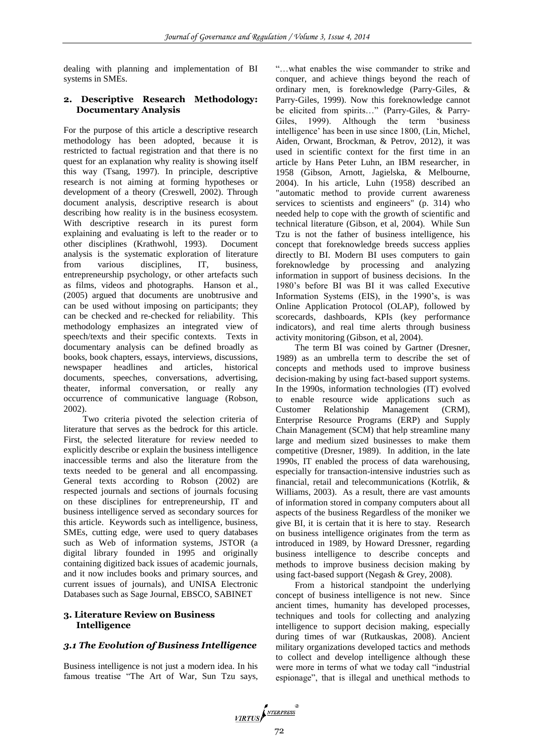dealing with planning and implementation of BI systems in SMEs.

## 2. Descriptive Research Methodology: Documentary Analysis

For the purpose of this article a descriptive research methodology has been adopted, because it is restricted to factual registration and that there is no quest for an explanation why reality is showing itself this way (Tsang, 1997). In principle, descriptive research is not aiming at forming hypotheses or development of a theory (Creswell, 2002). Through document analysis, descriptive research is about describing how reality is in the business ecosystem. With descriptive research in its purest form explaining and evaluating is left to the reader or to other disciplines (Krathwohl, 1993). Document analysis is the systematic exploration of literature from various disciplines, IT, business, entrepreneurship psychology, or other artefacts such as films, videos and photographs. Hanson et al., (2005) argued that documents are unobtrusive and can be used without imposing on participants; they can be checked and re-checked for reliability. This methodology emphasizes an integrated view of speech/texts and their specific contexts. Texts in documentary analysis can be defined broadly as books, book chapters, essays, interviews, discussions, newspaper headlines and articles, historical documents, speeches, conversations, advertising, theater, informal conversation, or really any occurrence of communicative language (Robson, 2002).

Two criteria pivoted the selection criteria of literature that serves as the bedrock for this article. First, the selected literature for review needed to explicitly describe or explain the business intelligence inaccessible terms and also the literature from the texts needed to be general and all encompassing. General texts according to Robson (2002) are respected journals and sections of journals focusing on these disciplines for entrepreneurship, IT and business intelligence served as secondary sources for this article. Keywords such as intelligence, business, SMEs, cutting edge, were used to query databases such as Web of information systems, JSTOR (a digital library founded in 1995 and originally containing digitized back issues of academic journals, and it now includes books and primary sources, and current issues of journals), and UNISA Electronic Databases such as Sage Journal, EBSCO, SABINET

## 3. Literature Review on Business Intelligence

### *3.1 The Evolution of Business Intelligence*

Business intelligence is not just a modern idea. In his famous treatise "The Art of War, Sun Tzu says, "…what enables the wise commander to strike and conquer, and achieve things beyond the reach of ordinary men, is foreknowledge (Parry-Giles, & Parry-Giles, 1999). Now this foreknowledge cannot be elicited from spirits…" (Parry-Giles, & Parry-Giles, 1999). Although the term 'business intelligence' has been in use since 1800, (Lin, Michel, Aiden, Orwant, Brockman, & Petrov, 2012), it was used in scientific context for the first time in an article by Hans Peter Luhn, an IBM researcher, in 1958 (Gibson, Arnott, Jagielska, & Melbourne, 2004). In his article, Luhn (1958) described an "automatic method to provide current awareness services to scientists and engineers" (p. 314) who needed help to cope with the growth of scientific and technical literature (Gibson, et al, 2004). While Sun Tzu is not the father of business intelligence, his concept that foreknowledge breeds success applies directly to BI. Modern BI uses computers to gain foreknowledge by processing and analyzing information in support of business decisions. In the 1980's before BI was BI it was called Executive Information Systems (EIS), in the 1990's, is was Online Application Protocol (OLAP), followed by scorecards, dashboards, KPIs (key performance indicators), and real time alerts through business activity monitoring (Gibson, et al, 2004).

The term BI was coined by Gartner (Dresner, 1989) as an umbrella term to describe the set of concepts and methods used to improve business decision-making by using fact-based support systems. In the 1990s, information technologies (IT) evolved to enable resource wide applications such as Customer Relationship Management (CRM), Enterprise Resource Programs (ERP) and Supply Chain Management (SCM) that help streamline many large and medium sized businesses to make them competitive (Dresner, 1989). In addition, in the late 1990s, IT enabled the process of data warehousing, especially for transaction-intensive industries such as financial, retail and telecommunications (Kotrlik, & Williams, 2003). As a result, there are vast amounts of information stored in company computers about all aspects of the business Regardless of the moniker we give BI, it is certain that it is here to stay. Research on business intelligence originates from the term as introduced in 1989, by Howard Dressner, regarding business intelligence to describe concepts and methods to improve business decision making by using fact-based support (Negash & Grey, 2008).

From a historical standpoint the underlying concept of business intelligence is not new. Since ancient times, humanity has developed processes, techniques and tools for collecting and analyzing intelligence to support decision making, especially during times of war (Rutkauskas, 2008). Ancient military organizations developed tactics and methods to collect and develop intelligence although these were more in terms of what we today call "industrial espionage", that is illegal and unethical methods to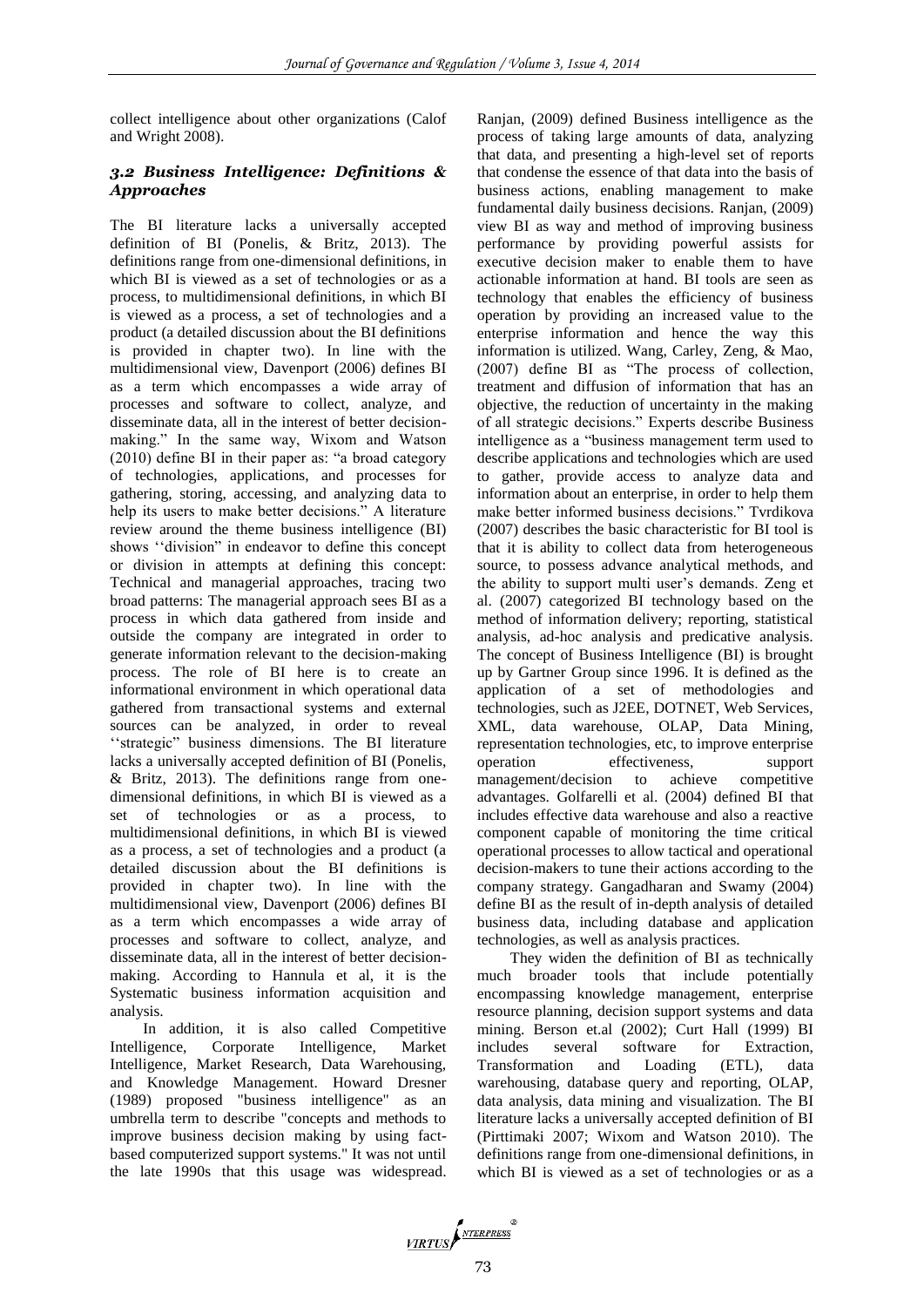collect intelligence about other organizations (Calof and Wright 2008).

### *3.2 Business Intelligence: Definitions & Approaches*

The BI literature lacks a universally accepted definition of BI (Ponelis, & Britz, 2013). The definitions range from one-dimensional definitions, in which BI is viewed as a set of technologies or as a process, to multidimensional definitions, in which BI is viewed as a process, a set of technologies and a product (a detailed discussion about the BI definitions is provided in chapter two). In line with the multidimensional view, Davenport (2006) defines BI as a term which encompasses a wide array of processes and software to collect, analyze, and disseminate data, all in the interest of better decision-making." In the same way, Wixom and Watson (2010) define BI in their paper as: "a broad category of technologies, applications, and processes for gathering, storing, accessing, and analyzing data to help its users to make better decisions." A literature review around the theme business intelligence (BI) shows ''division" in endeavor to define this concept or division in attempts at defining this concept: Technical and managerial approaches, tracing two broad patterns: The managerial approach sees BI as a process in which data gathered from inside and outside the company are integrated in order to generate information relevant to the decision-making process. The role of BI here is to create an informational environment in which operational data gathered from transactional systems and external sources can be analyzed, in order to reveal ''strategic" business dimensions. The BI literature lacks a universally accepted definition of BI (Ponelis, & Britz, 2013). The definitions range from one-dimensional definitions, in which BI is viewed as a set of technologies or as a process, to multidimensional definitions, in which BI is viewed as a process, a set of technologies and a product (a detailed discussion about the BI definitions is provided in chapter two). In line with the multidimensional view, Davenport (2006) defines BI as a term which encompasses a wide array of processes and software to collect, analyze, and disseminate data, all in the interest of better decision-making. According to Hannula et al, it is the Systematic business information acquisition and analysis.

In addition, it is also called Competitive Intelligence, Corporate Intelligence, Market Intelligence, Market Research, Data Warehousing, and Knowledge Management. Howard Dresner (1989) proposed "business intelligence" as an umbrella term to describe "concepts and methods to improve business decision making by using fact-based computerized support systems." It was not until the late 1990s that this usage was widespread. Ranjan, (2009) defined Business intelligence as the process of taking large amounts of data, analyzing that data, and presenting a high-level set of reports that condense the essence of that data into the basis of business actions, enabling management to make fundamental daily business decisions. Ranjan, (2009) view BI as way and method of improving business performance by providing powerful assists for executive decision maker to enable them to have actionable information at hand. BI tools are seen as technology that enables the efficiency of business operation by providing an increased value to the enterprise information and hence the way this information is utilized. Wang, Carley, Zeng, & Mao, (2007) define BI as "The process of collection, treatment and diffusion of information that has an objective, the reduction of uncertainty in the making of all strategic decisions." Experts describe Business intelligence as a "business management term used to describe applications and technologies which are used to gather, provide access to analyze data and information about an enterprise, in order to help them make better informed business decisions." Tvrdikova (2007) describes the basic characteristic for BI tool is that it is ability to collect data from heterogeneous source, to possess advance analytical methods, and the ability to support multi user's demands. Zeng et al. (2007) categorized BI technology based on the method of information delivery; reporting, statistical analysis, ad-hoc analysis and predicative analysis. The concept of Business Intelligence (BI) is brought up by Gartner Group since 1996. It is defined as the application of a set of methodologies and technologies, such as J2EE, DOTNET, Web Services, XML, data warehouse, OLAP, Data Mining, representation technologies, etc, to improve enterprise operation effectiveness, support management/decision to achieve competitive advantages. Golfarelli et al. (2004) defined BI that includes effective data warehouse and also a reactive component capable of monitoring the time critical operational processes to allow tactical and operational decision-makers to tune their actions according to the company strategy. Gangadharan and Swamy (2004) define BI as the result of in-depth analysis of detailed business data, including database and application technologies, as well as analysis practices.

They widen the definition of BI as technically much broader tools that include potentially encompassing knowledge management, enterprise resource planning, decision support systems and data mining. Berson et.al (2002); Curt Hall (1999) BI includes several software for Extraction, Transformation and Loading (ETL), data warehousing, database query and reporting, OLAP, data analysis, data mining and visualization. The BI literature lacks a universally accepted definition of BI (Pirttimaki 2007; Wixom and Watson 2010). The definitions range from one-dimensional definitions, in which BI is viewed as a set of technologies or as a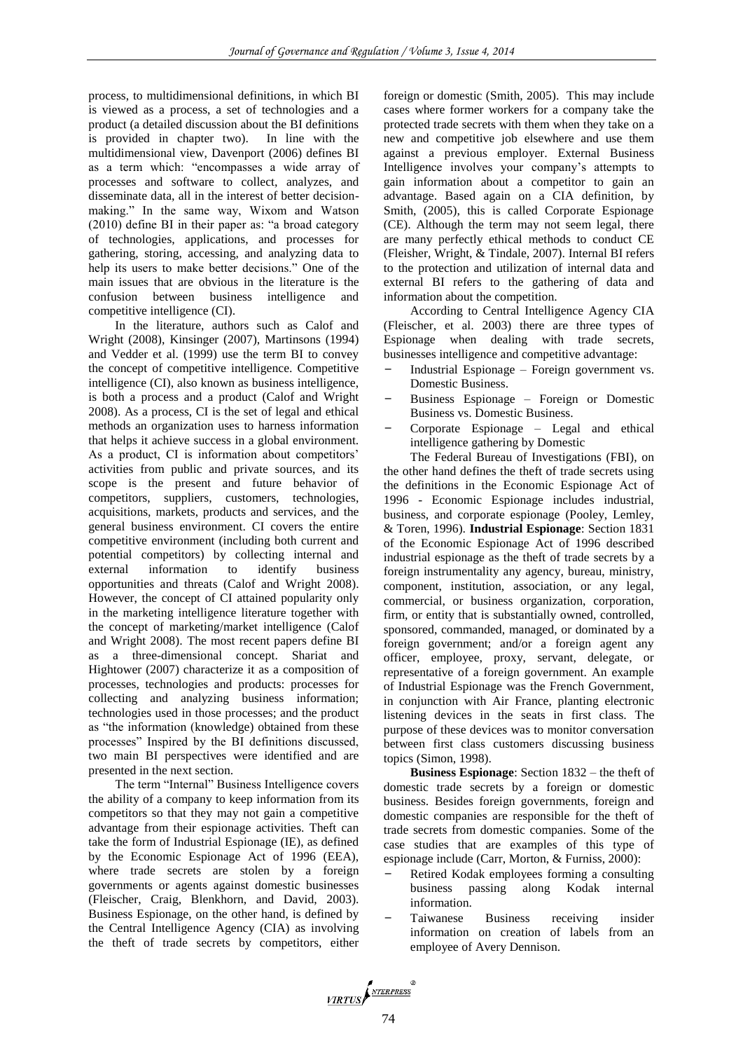process, to multidimensional definitions, in which BI is viewed as a process, a set of technologies and a product (a detailed discussion about the BI definitions is provided in chapter two). In line with the multidimensional view, Davenport (2006) defines BI as a term which: "encompasses a wide array of processes and software to collect, analyzes, and disseminate data, all in the interest of better decision-making." In the same way, Wixom and Watson (2010) define BI in their paper as: "a broad category of technologies, applications, and processes for gathering, storing, accessing, and analyzing data to help its users to make better decisions." One of the main issues that are obvious in the literature is the confusion between business intelligence and competitive intelligence (CI).

In the literature, authors such as Calof and Wright (2008), Kinsinger (2007), Martinsons (1994) and Vedder et al. (1999) use the term BI to convey the concept of competitive intelligence. Competitive intelligence (CI), also known as business intelligence, is both a process and a product (Calof and Wright 2008). As a process, CI is the set of legal and ethical methods an organization uses to harness information that helps it achieve success in a global environment. As a product, CI is information about competitors' activities from public and private sources, and its scope is the present and future behavior of competitors, suppliers, customers, technologies, acquisitions, markets, products and services, and the general business environment. CI covers the entire competitive environment (including both current and potential competitors) by collecting internal and external information to identify business opportunities and threats (Calof and Wright 2008). However, the concept of CI attained popularity only in the marketing intelligence literature together with the concept of marketing/market intelligence (Calof and Wright 2008). The most recent papers define BI as a three-dimensional concept. Shariat and Hightower (2007) characterize it as a composition of processes, technologies and products: processes for collecting and analyzing business information; technologies used in those processes; and the product as "the information (knowledge) obtained from these processes" Inspired by the BI definitions discussed, two main BI perspectives were identified and are presented in the next section.

The term "Internal" Business Intelligence covers the ability of a company to keep information from its competitors so that they may not gain a competitive advantage from their espionage activities. Theft can take the form of Industrial Espionage (IE), as defined by the Economic Espionage Act of 1996 (EEA), where trade secrets are stolen by a foreign governments or agents against domestic businesses (Fleischer, Craig, Blenkhorn, and David, 2003). Business Espionage, on the other hand, is defined by the Central Intelligence Agency (CIA) as involving the theft of trade secrets by competitors, either foreign or domestic (Smith, 2005). This may include cases where former workers for a company take the protected trade secrets with them when they take on a new and competitive job elsewhere and use them against a previous employer. External Business Intelligence involves your company's attempts to gain information about a competitor to gain an advantage. Based again on a CIA definition, by Smith, (2005), this is called Corporate Espionage (CE). Although the term may not seem legal, there are many perfectly ethical methods to conduct CE (Fleisher, Wright, & Tindale, 2007). Internal BI refers to the protection and utilization of internal data and external BI refers to the gathering of data and information about the competition.

According to Central Intelligence Agency CIA (Fleischer, et al. 2003) there are three types of Espionage when dealing with trade secrets, businesses intelligence and competitive advantage:

- Industrial Espionage – Foreign government vs. Domestic Business.
- Business Espionage – Foreign or Domestic Business vs. Domestic Business.
- Corporate Espionage – Legal and ethical intelligence gathering by Domestic

The Federal Bureau of Investigations (FBI), on the other hand defines the theft of trade secrets using the definitions in the Economic Espionage Act of 1996 - Economic Espionage includes industrial, business, and corporate espionage (Pooley, Lemley, & Toren, 1996). **Industrial Espionage**: Section 1831 of the Economic Espionage Act of 1996 described industrial espionage as the theft of trade secrets by a foreign instrumentality any agency, bureau, ministry, component, institution, association, or any legal, commercial, or business organization, corporation, firm, or entity that is substantially owned, controlled, sponsored, commanded, managed, or dominated by a foreign government; and/or a foreign agent any officer, employee, proxy, servant, delegate, or representative of a foreign government. An example of Industrial Espionage was the French Government, in conjunction with Air France, planting electronic listening devices in the seats in first class. The purpose of these devices was to monitor conversation between first class customers discussing business topics (Simon, 1998).

**Business Espionage**: Section 1832 – the theft of domestic trade secrets by a foreign or domestic business. Besides foreign governments, foreign and domestic companies are responsible for the theft of trade secrets from domestic companies. Some of the case studies that are examples of this type of espionage include (Carr, Morton, & Furniss, 2000):

- Retired Kodak employees forming a consulting business passing along Kodak internal information.
- Taiwanese Business receiving insider information on creation of labels from an employee of Avery Dennison.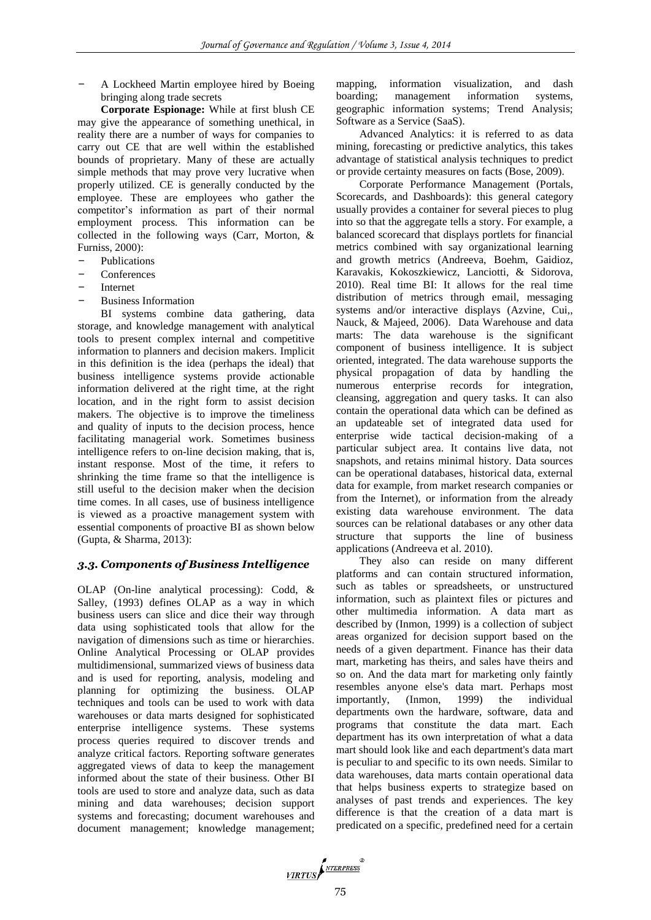- A Lockheed Martin employee hired by Boeing bringing along trade secrets

**Corporate Espionage:** While at first blush CE may give the appearance of something unethical, in reality there are a number of ways for companies to carry out CE that are well within the established bounds of proprietary. Many of these are actually simple methods that may prove very lucrative when properly utilized. CE is generally conducted by the employee. These are employees who gather the competitor's information as part of their normal employment process. This information can be collected in the following ways (Carr, Morton, & Furniss, 2000):

- Publications
- Conferences
- Internet
- Business Information

BI systems combine data gathering, data storage, and knowledge management with analytical tools to present complex internal and competitive information to planners and decision makers. Implicit in this definition is the idea (perhaps the ideal) that business intelligence systems provide actionable information delivered at the right time, at the right location, and in the right form to assist decision makers. The objective is to improve the timeliness and quality of inputs to the decision process, hence facilitating managerial work. Sometimes business intelligence refers to on-line decision making, that is, instant response. Most of the time, it refers to shrinking the time frame so that the intelligence is still useful to the decision maker when the decision time comes. In all cases, use of business intelligence is viewed as a proactive management system with essential components of proactive BI as shown below (Gupta, & Sharma, 2013):

### *3.3. Components of Business Intelligence*

OLAP (On-line analytical processing): Codd, & Salley, (1993) defines OLAP as a way in which business users can slice and dice their way through data using sophisticated tools that allow for the navigation of dimensions such as time or hierarchies. Online Analytical Processing or OLAP provides multidimensional, summarized views of business data and is used for reporting, analysis, modeling and planning for optimizing the business. OLAP techniques and tools can be used to work with data warehouses or data marts designed for sophisticated enterprise intelligence systems. These systems process queries required to discover trends and analyze critical factors. Reporting software generates aggregated views of data to keep the management informed about the state of their business. Other BI tools are used to store and analyze data, such as data mining and data warehouses; decision support systems and forecasting; document warehouses and document management; knowledge management; mapping, information visualization, and dash boarding; management information systems, geographic information systems; Trend Analysis; Software as a Service (SaaS).

Advanced Analytics: it is referred to as data mining, forecasting or predictive analytics, this takes advantage of statistical analysis techniques to predict or provide certainty measures on facts (Bose, 2009).

Corporate Performance Management (Portals, Scorecards, and Dashboards): this general category usually provides a container for several pieces to plug into so that the aggregate tells a story. For example, a balanced scorecard that displays portlets for financial metrics combined with say organizational learning and growth metrics (Andreeva, Boehm, Gaidioz, Karavakis, Kokoszkiewicz, Lanciotti, & Sidorova, 2010). Real time BI: It allows for the real time distribution of metrics through email, messaging systems and/or interactive displays (Azvine, Cui,, Nauck, & Majeed, 2006). Data Warehouse and data marts: The data warehouse is the significant component of business intelligence. It is subject oriented, integrated. The data warehouse supports the physical propagation of data by handling the numerous enterprise records for integration, cleansing, aggregation and query tasks. It can also contain the operational data which can be defined as an updateable set of integrated data used for enterprise wide tactical decision-making of a particular subject area. It contains live data, not snapshots, and retains minimal history. Data sources can be operational databases, historical data, external data for example, from market research companies or from the Internet), or information from the already existing data warehouse environment. The data sources can be relational databases or any other data structure that supports the line of business applications (Andreeva et al. 2010).

They also can reside on many different platforms and can contain structured information, such as tables or spreadsheets, or unstructured information, such as plaintext files or pictures and other multimedia information. A data mart as described by (Inmon, 1999) is a collection of subject areas organized for decision support based on the needs of a given department. Finance has their data mart, marketing has theirs, and sales have theirs and so on. And the data mart for marketing only faintly resembles anyone else's data mart. Perhaps most importantly, (Inmon, 1999) the individual departments own the hardware, software, data and programs that constitute the data mart. Each department has its own interpretation of what a data mart should look like and each department's data mart is peculiar to and specific to its own needs. Similar to data warehouses, data marts contain operational data that helps business experts to strategize based on analyses of past trends and experiences. The key difference is that the creation of a data mart is predicated on a specific, predefined need for a certain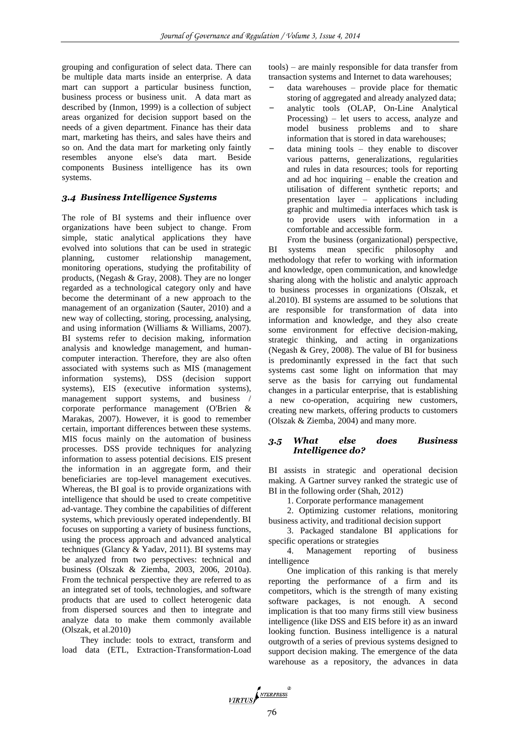grouping and configuration of select data. There can be multiple data marts inside an enterprise. A data mart can support a particular business function, business process or business unit. A data mart as described by (Inmon, 1999) is a collection of subject areas organized for decision support based on the needs of a given department. Finance has their data mart, marketing has theirs, and sales have theirs and so on. And the data mart for marketing only faintly resembles anyone else's data mart. Beside components Business intelligence has its own systems.

### *3.4 Business Intelligence Systems*

The role of BI systems and their influence over organizations have been subject to change. From simple, static analytical applications they have evolved into solutions that can be used in strategic planning, customer relationship management, monitoring operations, studying the profitability of products, (Negash & Gray, 2008). They are no longer regarded as a technological category only and have become the determinant of a new approach to the management of an organization (Sauter, 2010) and a new way of collecting, storing, processing, analysing, and using information (Williams & Williams, 2007). BI systems refer to decision making, information analysis and knowledge management, and human-computer interaction. Therefore, they are also often associated with systems such as MIS (management information systems), DSS (decision support systems), EIS (executive information systems), management support systems, and business / corporate performance management (O'Brien & Marakas, 2007). However, it is good to remember certain, important differences between these systems. MIS focus mainly on the automation of business processes. DSS provide techniques for analyzing information to assess potential decisions. EIS present the information in an aggregate form, and their beneficiaries are top-level management executives. Whereas, the BI goal is to provide organizations with intelligence that should be used to create competitive ad-vantage. They combine the capabilities of different systems, which previously operated independently. BI focuses on supporting a variety of business functions, using the process approach and advanced analytical techniques (Glancy & Yadav, 2011). BI systems may be analyzed from two perspectives: technical and business (Olszak & Ziemba, 2003, 2006, 2010a). From the technical perspective they are referred to as an integrated set of tools, technologies, and software products that are used to collect heterogenic data from dispersed sources and then to integrate and analyze data to make them commonly available (Olszak, et al.2010)

They include: tools to extract, transform and load data (ETL, Extraction-Transformation-Load tools) – are mainly responsible for data transfer from transaction systems and Internet to data warehouses;

- data warehouses – provide place for thematic storing of aggregated and already analyzed data;
- analytic tools (OLAP, On-Line Analytical Processing) – let users to access, analyze and model business problems and to share information that is stored in data warehouses;
- data mining tools – they enable to discover various patterns, generalizations, regularities and rules in data resources; tools for reporting and ad hoc inquiring – enable the creation and utilisation of different synthetic reports; and presentation layer – applications including graphic and multimedia interfaces which task is to provide users with information in a comfortable and accessible form.

From the business (organizational) perspective, BI systems mean specific philosophy and methodology that refer to working with information and knowledge, open communication, and knowledge sharing along with the holistic and analytic approach to business processes in organizations (Olszak, et al.2010). BI systems are assumed to be solutions that are responsible for transformation of data into information and knowledge, and they also create some environment for effective decision-making, strategic thinking, and acting in organizations (Negash & Grey, 2008). The value of BI for business is predominantly expressed in the fact that such systems cast some light on information that may serve as the basis for carrying out fundamental changes in a particular enterprise, that is establishing a new co-operation, acquiring new customers, creating new markets, offering products to customers (Olszak & Ziemba, 2004) and many more.

### *3.5 What else does Business Intelligence do?*

BI assists in strategic and operational decision making. A Gartner survey ranked the strategic use of BI in the following order (Shah, 2012)

1. Corporate performance management
2. Optimizing customer relations, monitoring business activity, and traditional decision support
3. Packaged standalone BI applications for specific operations or strategies
4. Management reporting of business intelligence

One implication of this ranking is that merely reporting the performance of a firm and its competitors, which is the strength of many existing software packages, is not enough. A second implication is that too many firms still view business intelligence (like DSS and EIS before it) as an inward looking function. Business intelligence is a natural outgrowth of a series of previous systems designed to support decision making. The emergence of the data warehouse as a repository, the advances in data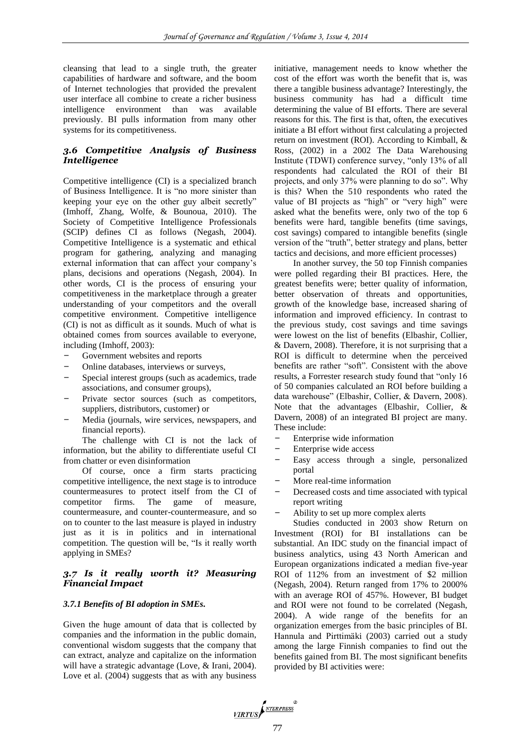cleansing that lead to a single truth, the greater capabilities of hardware and software, and the boom of Internet technologies that provided the prevalent user interface all combine to create a richer business intelligence environment than was available previously. BI pulls information from many other systems for its competitiveness.

### *3.6 Competitive Analysis of Business Intelligence*

Competitive intelligence (CI) is a specialized branch of Business Intelligence. It is "no more sinister than keeping your eye on the other guy albeit secretly" (Imhoff, Zhang, Wolfe, & Bounoua, 2010). The Society of Competitive Intelligence Professionals (SCIP) defines CI as follows (Negash, 2004). Competitive Intelligence is a systematic and ethical program for gathering, analyzing and managing external information that can affect your company's plans, decisions and operations (Negash, 2004). In other words, CI is the process of ensuring your competitiveness in the marketplace through a greater understanding of your competitors and the overall competitive environment. Competitive intelligence (CI) is not as difficult as it sounds. Much of what is obtained comes from sources available to everyone, including (Imhoff, 2003):

- Government websites and reports
- Online databases, interviews or surveys,
- Special interest groups (such as academics, trade associations, and consumer groups),
- Private sector sources (such as competitors, suppliers, distributors, customer) or
- Media (journals, wire services, newspapers, and financial reports).

The challenge with CI is not the lack of information, but the ability to differentiate useful CI from chatter or even disinformation

Of course, once a firm starts practicing competitive intelligence, the next stage is to introduce countermeasures to protect itself from the CI of competitor firms. The game of measure, countermeasure, and counter-countermeasure, and so on to counter to the last measure is played in industry just as it is in politics and in international competition. The question will be, "Is it really worth applying in SMEs?

### *3.7 Is it really worth it? Measuring Financial Impact*

#### *3.7.1 Benefits of BI adoption in SMEs.*

Given the huge amount of data that is collected by companies and the information in the public domain, conventional wisdom suggests that the company that can extract, analyze and capitalize on the information will have a strategic advantage (Love, & Irani, 2004). Love et al. (2004) suggests that as with any business initiative, management needs to know whether the cost of the effort was worth the benefit that is, was there a tangible business advantage? Interestingly, the business community has had a difficult time determining the value of BI efforts. There are several reasons for this. The first is that, often, the executives initiate a BI effort without first calculating a projected return on investment (ROI). According to Kimball, & Ross, (2002) in a 2002 The Data Warehousing Institute (TDWI) conference survey, "only 13% of all respondents had calculated the ROI of their BI projects, and only 37% were planning to do so". Why is this? When the 510 respondents who rated the value of BI projects as "high" or "very high" were asked what the benefits were, only two of the top 6 benefits were hard, tangible benefits (time savings, cost savings) compared to intangible benefits (single version of the "truth", better strategy and plans, better tactics and decisions, and more efficient processes)

In another survey, the 50 top Finnish companies were polled regarding their BI practices. Here, the greatest benefits were; better quality of information, better observation of threats and opportunities, growth of the knowledge base, increased sharing of information and improved efficiency. In contrast to the previous study, cost savings and time savings were lowest on the list of benefits (Elbashir, Collier, & Davern, 2008). Therefore, it is not surprising that a ROI is difficult to determine when the perceived benefits are rather "soft". Consistent with the above results, a Forrester research study found that "only 16 of 50 companies calculated an ROI before building a data warehouse" (Elbashir, Collier, & Davern, 2008). Note that the advantages (Elbashir, Collier, & Davern, 2008) of an integrated BI project are many. These include:

- Enterprise wide information
- Enterprise wide access
- Easy access through a single, personalized portal
- More real-time information
- Decreased costs and time associated with typical report writing
- Ability to set up more complex alerts

Studies conducted in 2003 show Return on Investment (ROI) for BI installations can be substantial. An IDC study on the financial impact of business analytics, using 43 North American and European organizations indicated a median five-year ROI of 112% from an investment of $2 million (Negash, 2004). Return ranged from 17% to 2000% with an average ROI of 457%. However, BI budget and ROI were not found to be correlated (Negash, 2004). A wide range of the benefits for an organization emerges from the basic principles of BI. Hannula and Pirttimäki (2003) carried out a study among the large Finnish companies to find out the benefits gained from BI. The most significant benefits provided by BI activities were: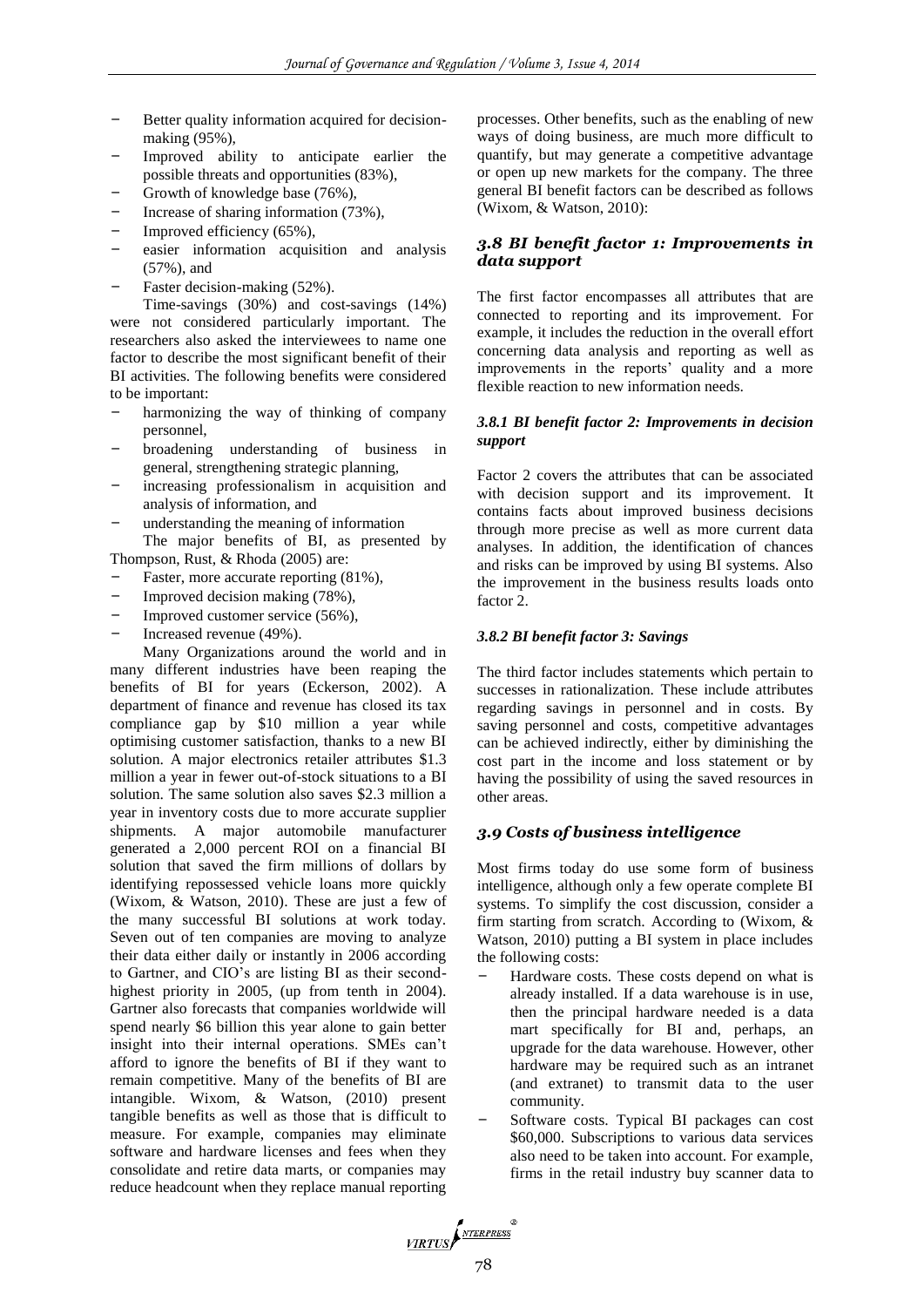- Better quality information acquired for decision-making (95%),
- Improved ability to anticipate earlier the possible threats and opportunities (83%),
- Growth of knowledge base (76%),
- Increase of sharing information (73%),
- Improved efficiency (65%),
- easier information acquisition and analysis (57%), and
- Faster decision-making (52%).

Time-savings (30%) and cost-savings (14%) were not considered particularly important. The researchers also asked the interviewees to name one factor to describe the most significant benefit of their BI activities. The following benefits were considered to be important:

- harmonizing the way of thinking of company personnel,
- broadening understanding of business in general, strengthening strategic planning,
- increasing professionalism in acquisition and analysis of information, and
- understanding the meaning of information

The major benefits of BI, as presented by Thompson, Rust, & Rhoda (2005) are:

- Faster, more accurate reporting (81%),
- Improved decision making (78%),
- Improved customer service (56%),
- Increased revenue (49%).

Many Organizations around the world and in many different industries have been reaping the benefits of BI for years (Eckerson, 2002). A department of finance and revenue has closed its tax compliance gap by $10 million a year while optimising customer satisfaction, thanks to a new BI solution. A major electronics retailer attributes $1.3 million a year in fewer out-of-stock situations to a BI solution. The same solution also saves $2.3 million a year in inventory costs due to more accurate supplier shipments. A major automobile manufacturer generated a 2,000 percent ROI on a financial BI solution that saved the firm millions of dollars by identifying repossessed vehicle loans more quickly (Wixom, & Watson, 2010). These are just a few of the many successful BI solutions at work today. Seven out of ten companies are moving to analyze their data either daily or instantly in 2006 according to Gartner, and CIO's are listing BI as their second-highest priority in 2005, (up from tenth in 2004). Gartner also forecasts that companies worldwide will spend nearly $6 billion this year alone to gain better insight into their internal operations. SMEs can't afford to ignore the benefits of BI if they want to remain competitive. Many of the benefits of BI are intangible. Wixom, & Watson, (2010) present tangible benefits as well as those that is difficult to measure. For example, companies may eliminate software and hardware licenses and fees when they consolidate and retire data marts, or companies may reduce headcount when they replace manual reporting processes. Other benefits, such as the enabling of new ways of doing business, are much more difficult to quantify, but may generate a competitive advantage or open up new markets for the company. The three general BI benefit factors can be described as follows (Wixom, & Watson, 2010):

## 3.8 BI benefit factor 1: Improvements in data support

The first factor encompasses all attributes that are connected to reporting and its improvement. For example, it includes the reduction in the overall effort concerning data analysis and reporting as well as improvements in the reports' quality and a more flexible reaction to new information needs.

### 3.8.1 BI benefit factor 2: Improvements in decision support

Factor 2 covers the attributes that can be associated with decision support and its improvement. It contains facts about improved business decisions through more precise as well as more current data analyses. In addition, the identification of chances and risks can be improved by using BI systems. Also the improvement in the business results loads onto factor 2.

### 3.8.2 BI benefit factor 3: Savings

The third factor includes statements which pertain to successes in rationalization. These include attributes regarding savings in personnel and in costs. By saving personnel and costs, competitive advantages can be achieved indirectly, either by diminishing the cost part in the income and loss statement or by having the possibility of using the saved resources in other areas.

## 3.9 Costs of business intelligence

Most firms today do use some form of business intelligence, although only a few operate complete BI systems. To simplify the cost discussion, consider a firm starting from scratch. According to (Wixom, & Watson, 2010) putting a BI system in place includes the following costs:

- Hardware costs. These costs depend on what is already installed. If a data warehouse is in use, then the principal hardware needed is a data mart specifically for BI and, perhaps, an upgrade for the data warehouse. However, other hardware may be required such as an intranet (and extranet) to transmit data to the user community.
- Software costs. Typical BI packages can cost $60,000. Subscriptions to various data services also need to be taken into account. For example, firms in the retail industry buy scanner data to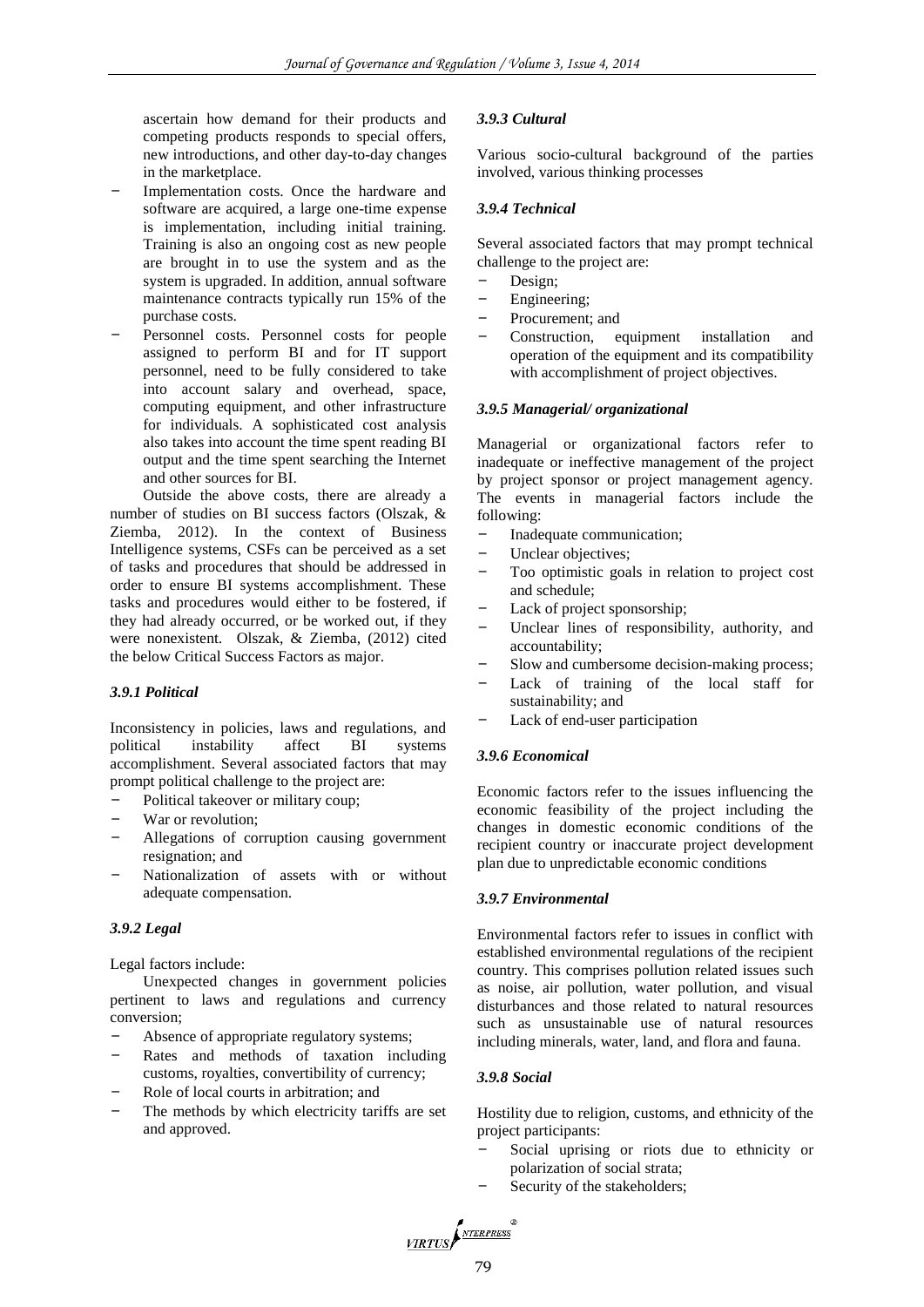ascertain how demand for their products and competing products responds to special offers, new introductions, and other day-to-day changes in the marketplace.

- Implementation costs. Once the hardware and software are acquired, a large one-time expense is implementation, including initial training. Training is also an ongoing cost as new people are brought in to use the system and as the system is upgraded. In addition, annual software maintenance contracts typically run 15% of the purchase costs.
- Personnel costs. Personnel costs for people assigned to perform BI and for IT support personnel, need to be fully considered to take into account salary and overhead, space, computing equipment, and other infrastructure for individuals. A sophisticated cost analysis also takes into account the time spent reading BI output and the time spent searching the Internet and other sources for BI.

Outside the above costs, there are already a number of studies on BI success factors (Olszak, & Ziemba, 2012). In the context of Business Intelligence systems, CSFs can be perceived as a set of tasks and procedures that should be addressed in order to ensure BI systems accomplishment. These tasks and procedures would either to be fostered, if they had already occurred, or be worked out, if they were nonexistent. Olszak, & Ziemba, (2012) cited the below Critical Success Factors as major.

### *3.9.1 Political*

Inconsistency in policies, laws and regulations, and political instability affect BI systems accomplishment. Several associated factors that may prompt political challenge to the project are:

- Political takeover or military coup;
- War or revolution;
- Allegations of corruption causing government resignation; and
- Nationalization of assets with or without adequate compensation.

### *3.9.2 Legal*

Legal factors include:

Unexpected changes in government policies pertinent to laws and regulations and currency conversion;

- Absence of appropriate regulatory systems;
- Rates and methods of taxation including customs, royalties, convertibility of currency;
- Role of local courts in arbitration; and
- The methods by which electricity tariffs are set and approved.

### *3.9.3 Cultural*

Various socio-cultural background of the parties involved, various thinking processes

### *3.9.4 Technical*

Several associated factors that may prompt technical challenge to the project are:

- Design;
- Engineering;
- Procurement; and
- Construction, equipment installation and operation of the equipment and its compatibility with accomplishment of project objectives.

### *3.9.5 Managerial/ organizational*

Managerial or organizational factors refer to inadequate or ineffective management of the project by project sponsor or project management agency. The events in managerial factors include the following:

- Inadequate communication;
- Unclear objectives;
- Too optimistic goals in relation to project cost and schedule;
- Lack of project sponsorship;
- Unclear lines of responsibility, authority, and accountability;
- Slow and cumbersome decision-making process;
- Lack of training of the local staff for sustainability; and
- Lack of end-user participation

### *3.9.6 Economical*

Economic factors refer to the issues influencing the economic feasibility of the project including the changes in domestic economic conditions of the recipient country or inaccurate project development plan due to unpredictable economic conditions

### *3.9.7 Environmental*

Environmental factors refer to issues in conflict with established environmental regulations of the recipient country. This comprises pollution related issues such as noise, air pollution, water pollution, and visual disturbances and those related to natural resources such as unsustainable use of natural resources including minerals, water, land, and flora and fauna.

### *3.9.8 Social*

Hostility due to religion, customs, and ethnicity of the project participants:

- Social uprising or riots due to ethnicity or polarization of social strata;
- Security of the stakeholders;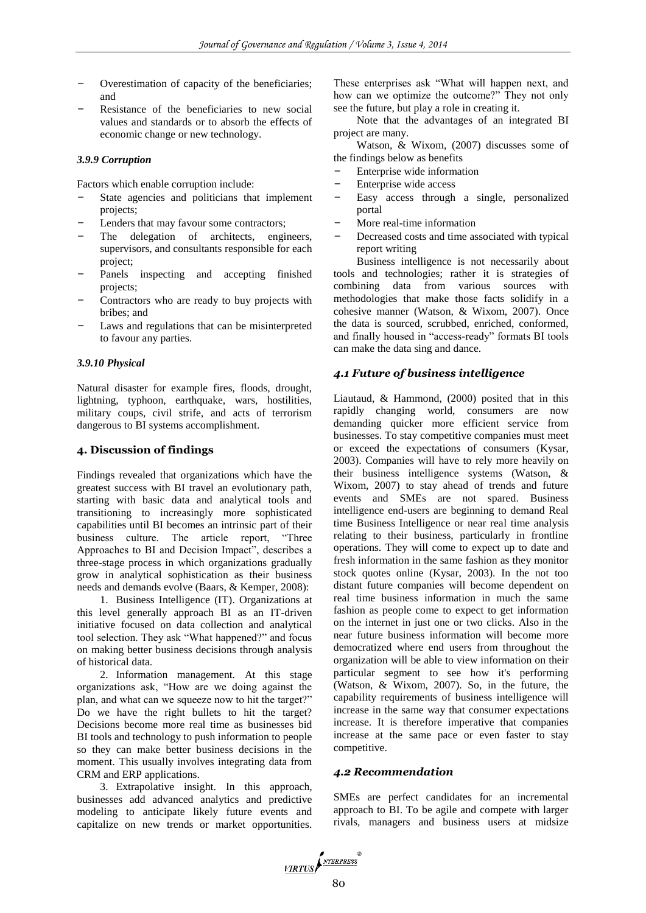- Overestimation of capacity of the beneficiaries; and
- Resistance of the beneficiaries to new social values and standards or to absorb the effects of economic change or new technology.

#### *3.9.9 Corruption*

Factors which enable corruption include:

- State agencies and politicians that implement projects;
- Lenders that may favour some contractors;
- The delegation of architects, engineers, supervisors, and consultants responsible for each project;
- Panels inspecting and accepting finished projects;
- Contractors who are ready to buy projects with bribes; and
- Laws and regulations that can be misinterpreted to favour any parties.

#### *3.9.10 Physical*

Natural disaster for example fires, floods, drought, lightning, typhoon, earthquake, wars, hostilities, military coups, civil strife, and acts of terrorism dangerous to BI systems accomplishment.

## 4. Discussion of findings

Findings revealed that organizations which have the greatest success with BI travel an evolutionary path, starting with basic data and analytical tools and transitioning to increasingly more sophisticated capabilities until BI becomes an intrinsic part of their business culture. The article report, "Three Approaches to BI and Decision Impact", describes a three-stage process in which organizations gradually grow in analytical sophistication as their business needs and demands evolve (Baars, & Kemper, 2008):

1. Business Intelligence (IT). Organizations at this level generally approach BI as an IT-driven initiative focused on data collection and analytical tool selection. They ask "What happened?" and focus on making better business decisions through analysis of historical data.

2. Information management. At this stage organizations ask, "How are we doing against the plan, and what can we squeeze now to hit the target?" Do we have the right bullets to hit the target? Decisions become more real time as businesses bid BI tools and technology to push information to people so they can make better business decisions in the moment. This usually involves integrating data from CRM and ERP applications.

3. Extrapolative insight. In this approach, businesses add advanced analytics and predictive modeling to anticipate likely future events and capitalize on new trends or market opportunities. These enterprises ask "What will happen next, and how can we optimize the outcome?" They not only see the future, but play a role in creating it.

Note that the advantages of an integrated BI project are many.

Watson, & Wixom, (2007) discusses some of the findings below as benefits

- Enterprise wide information
- Enterprise wide access
- Easy access through a single, personalized portal
- More real-time information
- Decreased costs and time associated with typical report writing

Business intelligence is not necessarily about tools and technologies; rather it is strategies of combining data from various sources with methodologies that make those facts solidify in a cohesive manner (Watson, & Wixom, 2007). Once the data is sourced, scrubbed, enriched, conformed, and finally housed in "access-ready" formats BI tools can make the data sing and dance.

### *4.1 Future of business intelligence*

Liautaud, & Hammond, (2000) posited that in this rapidly changing world, consumers are now demanding quicker more efficient service from businesses. To stay competitive companies must meet or exceed the expectations of consumers (Kysar, 2003). Companies will have to rely more heavily on their business intelligence systems (Watson, & Wixom, 2007) to stay ahead of trends and future events and SMEs are not spared. Business intelligence end-users are beginning to demand Real time Business Intelligence or near real time analysis relating to their business, particularly in frontline operations. They will come to expect up to date and fresh information in the same fashion as they monitor stock quotes online (Kysar, 2003). In the not too distant future companies will become dependent on real time business information in much the same fashion as people come to expect to get information on the internet in just one or two clicks. Also in the near future business information will become more democratized where end users from throughout the organization will be able to view information on their particular segment to see how it's performing (Watson, & Wixom, 2007). So, in the future, the capability requirements of business intelligence will increase in the same way that consumer expectations increase. It is therefore imperative that companies increase at the same pace or even faster to stay competitive.

### *4.2 Recommendation*

SMEs are perfect candidates for an incremental approach to BI. To be agile and compete with larger rivals, managers and business users at midsize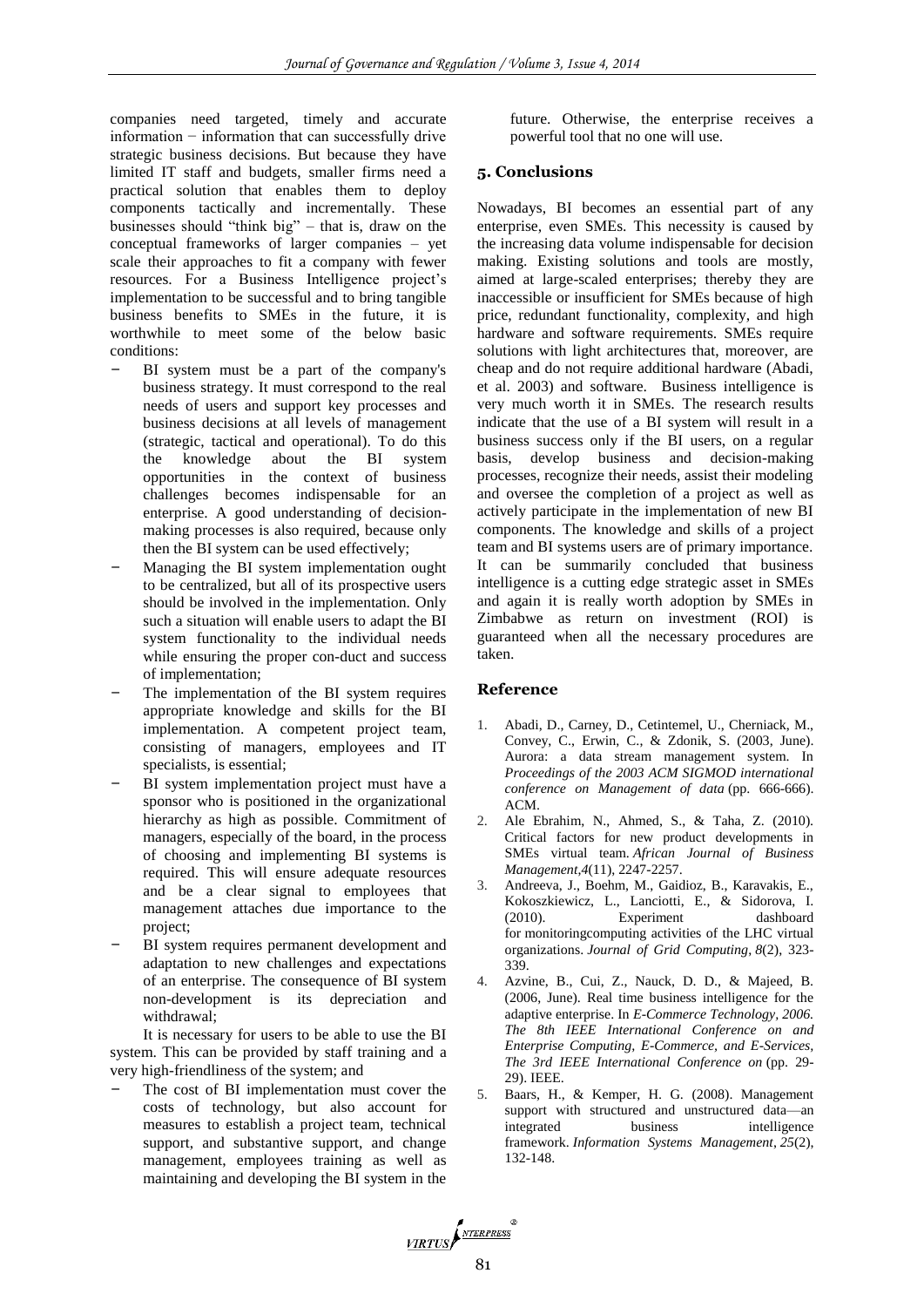companies need targeted, timely and accurate information − information that can successfully drive strategic business decisions. But because they have limited IT staff and budgets, smaller firms need a practical solution that enables them to deploy components tactically and incrementally. These businesses should "think big" – that is, draw on the conceptual frameworks of larger companies – yet scale their approaches to fit a company with fewer resources. For a Business Intelligence project's implementation to be successful and to bring tangible business benefits to SMEs in the future, it is worthwhile to meet some of the below basic conditions:

- BI system must be a part of the company's business strategy. It must correspond to the real needs of users and support key processes and business decisions at all levels of management (strategic, tactical and operational). To do this the knowledge about the BI system opportunities in the context of business challenges becomes indispensable for an enterprise. A good understanding of decision-making processes is also required, because only then the BI system can be used effectively;
- Managing the BI system implementation ought to be centralized, but all of its prospective users should be involved in the implementation. Only such a situation will enable users to adapt the BI system functionality to the individual needs while ensuring the proper con-duct and success of implementation;
- The implementation of the BI system requires appropriate knowledge and skills for the BI implementation. A competent project team, consisting of managers, employees and IT specialists, is essential;
- BI system implementation project must have a sponsor who is positioned in the organizational hierarchy as high as possible. Commitment of managers, especially of the board, in the process of choosing and implementing BI systems is required. This will ensure adequate resources and be a clear signal to employees that management attaches due importance to the project;
- BI system requires permanent development and adaptation to new challenges and expectations of an enterprise. The consequence of BI system non-development is its depreciation and withdrawal;

It is necessary for users to be able to use the BI system. This can be provided by staff training and a very high-friendliness of the system; and

- The cost of BI implementation must cover the costs of technology, but also account for measures to establish a project team, technical support, and substantive support, and change management, employees training as well as maintaining and developing the BI system in the future. Otherwise, the enterprise receives a powerful tool that no one will use.

## 5. Conclusions

Nowadays, BI becomes an essential part of any enterprise, even SMEs. This necessity is caused by the increasing data volume indispensable for decision making. Existing solutions and tools are mostly, aimed at large-scaled enterprises; thereby they are inaccessible or insufficient for SMEs because of high price, redundant functionality, complexity, and high hardware and software requirements. SMEs require solutions with light architectures that, moreover, are cheap and do not require additional hardware (Abadi, et al. 2003) and software. Business intelligence is very much worth it in SMEs. The research results indicate that the use of a BI system will result in a business success only if the BI users, on a regular basis, develop business and decision-making processes, recognize their needs, assist their modeling and oversee the completion of a project as well as actively participate in the implementation of new BI components. The knowledge and skills of a project team and BI systems users are of primary importance. It can be summarily concluded that business intelligence is a cutting edge strategic asset in SMEs and again it is really worth adoption by SMEs in Zimbabwe as return on investment (ROI) is guaranteed when all the necessary procedures are taken.

## Reference

1. Abadi, D., Carney, D., Cetintemel, U., Cherniack, M., Convey, C., Erwin, C., & Zdonik, S. (2003, June). Aurora: a data stream management system. In *Proceedings of the 2003 ACM SIGMOD international conference on Management of data* (pp. 666-666). ACM.
2. Ale Ebrahim, N., Ahmed, S., & Taha, Z. (2010). Critical factors for new product developments in SMEs virtual team. *African Journal of Business Management*,*4*(11), 2247-2257.
3. Andreeva, J., Boehm, M., Gaidioz, B., Karavakis, E., Kokoszkiewicz, L., Lanciotti, E., & Sidorova, I. (2010). Experiment dashboard for monitoringcomputing activities of the LHC virtual organizations. *Journal of Grid Computing*, *8*(2), 323-339.
4. Azvine, B., Cui, Z., Nauck, D. D., & Majeed, B. (2006, June). Real time business intelligence for the adaptive enterprise. In *E-Commerce Technology, 2006. The 8th IEEE International Conference on and Enterprise Computing, E-Commerce, and E-Services, The 3rd IEEE International Conference on* (pp. 29-29). IEEE.
5. Baars, H., & Kemper, H. G. (2008). Management support with structured and unstructured data—an integrated business intelligence framework. *Information Systems Management*, *25*(2), 132-148.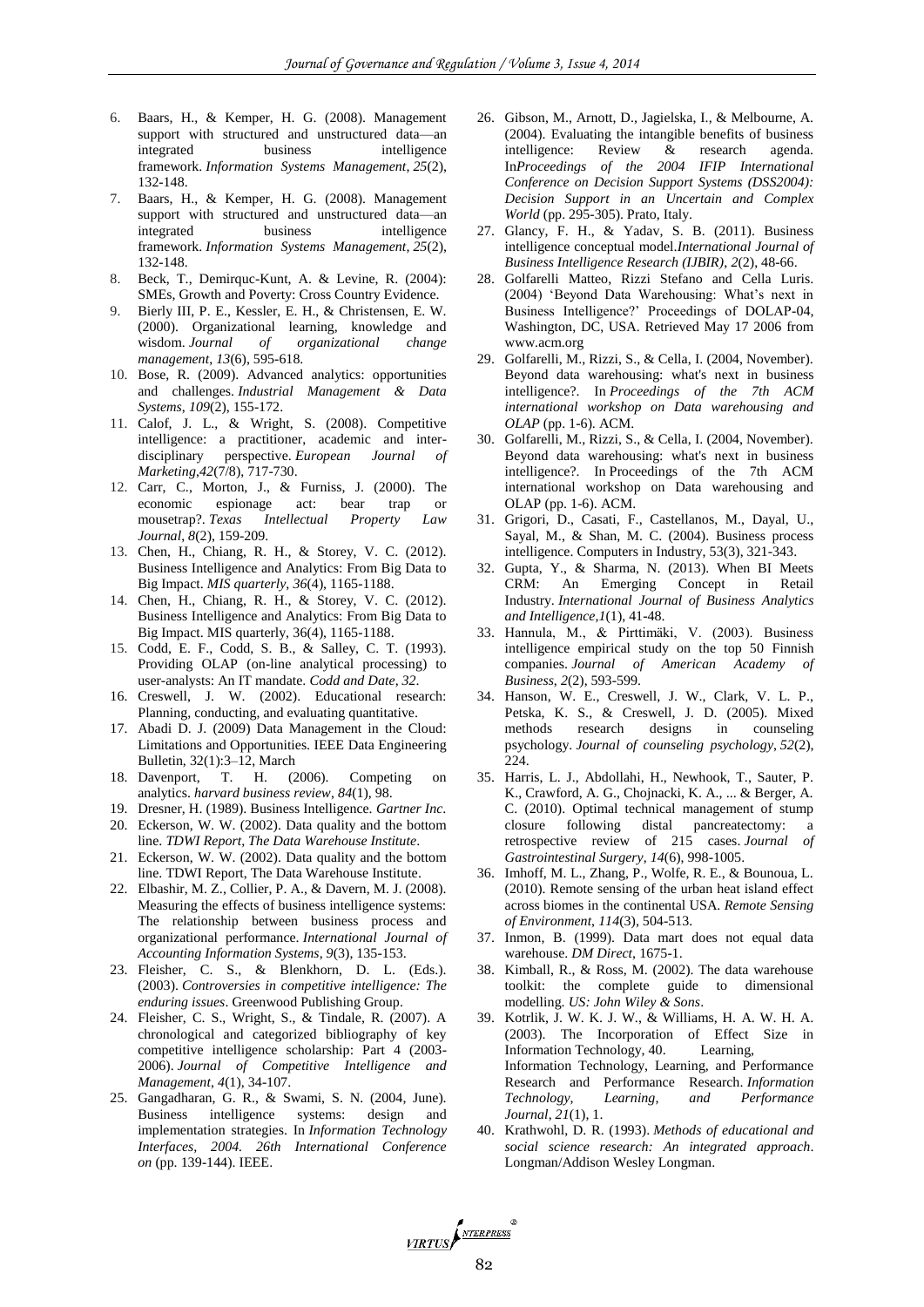6. Baars, H., & Kemper, H. G. (2008). Management support with structured and unstructured data—an integrated business intelligence framework. *Information Systems Management*, *25*(2), 132-148.
7. Baars, H., & Kemper, H. G. (2008). Management support with structured and unstructured data—an integrated business intelligence framework. *Information Systems Management*, *25*(2), 132-148.
8. Beck, T., Demirquc-Kunt, A. & Levine, R. (2004): SMEs, Growth and Poverty: Cross Country Evidence.
9. Bierly III, P. E., Kessler, E. H., & Christensen, E. W. (2000). Organizational learning, knowledge and wisdom. *Journal of organizational change management*, *13*(6), 595-618.
10. Bose, R. (2009). Advanced analytics: opportunities and challenges. *Industrial Management & Data Systems*, *109*(2), 155-172.
11. Calof, J. L., & Wright, S. (2008). Competitive intelligence: a practitioner, academic and inter-disciplinary perspective. *European Journal of Marketing*,*42*(7/8), 717-730.
12. Carr, C., Morton, J., & Furniss, J. (2000). The economic espionage act: bear trap or mousetrap?. *Texas Intellectual Property Law Journal*, *8*(2), 159-209.
13. Chen, H., Chiang, R. H., & Storey, V. C. (2012). Business Intelligence and Analytics: From Big Data to Big Impact. *MIS quarterly*, *36*(4), 1165-1188.
14. Chen, H., Chiang, R. H., & Storey, V. C. (2012). Business Intelligence and Analytics: From Big Data to Big Impact. MIS quarterly, 36(4), 1165-1188.
15. Codd, E. F., Codd, S. B., & Salley, C. T. (1993). Providing OLAP (on-line analytical processing) to user-analysts: An IT mandate. *Codd and Date*, *32*.
16. Creswell, J. W. (2002). Educational research: Planning, conducting, and evaluating quantitative.
17. Abadi D. J. (2009) Data Management in the Cloud: Limitations and Opportunities. IEEE Data Engineering Bulletin, 32(1):3–12, March
18. Davenport, T. H. (2006). Competing on analytics. *harvard business review*, *84*(1), 98.
19. Dresner, H. (1989). Business Intelligence. *Gartner Inc*.
20. Eckerson, W. W. (2002). Data quality and the bottom line. *TDWI Report, The Data Warehouse Institute*.
21. Eckerson, W. W. (2002). Data quality and the bottom line. TDWI Report, The Data Warehouse Institute.
22. Elbashir, M. Z., Collier, P. A., & Davern, M. J. (2008). Measuring the effects of business intelligence systems: The relationship between business process and organizational performance. *International Journal of Accounting Information Systems*, *9*(3), 135-153.
23. Fleisher, C. S., & Blenkhorn, D. L. (Eds.). (2003). *Controversies in competitive intelligence: The enduring issues*. Greenwood Publishing Group.
24. Fleisher, C. S., Wright, S., & Tindale, R. (2007). A chronological and categorized bibliography of key competitive intelligence scholarship: Part 4 (2003-2006). *Journal of Competitive Intelligence and Management*, *4*(1), 34-107.
25. Gangadharan, G. R., & Swami, S. N. (2004, June). Business intelligence systems: design and implementation strategies. In *Information Technology Interfaces, 2004. 26th International Conference on* (pp. 139-144). IEEE.
26. Gibson, M., Arnott, D., Jagielska, I., & Melbourne, A. (2004). Evaluating the intangible benefits of business intelligence: Review & research agenda. In*Proceedings of the 2004 IFIP International Conference on Decision Support Systems (DSS2004): Decision Support in an Uncertain and Complex World* (pp. 295-305). Prato, Italy.
27. Glancy, F. H., & Yadav, S. B. (2011). Business intelligence conceptual model.*International Journal of Business Intelligence Research (IJBIR)*, *2*(2), 48-66.
28. Golfarelli Matteo, Rizzi Stefano and Cella Luris. (2004) 'Beyond Data Warehousing: What's next in Business Intelligence?' Proceedings of DOLAP-04, Washington, DC, USA. Retrieved May 17 2006 from www.acm.org
29. Golfarelli, M., Rizzi, S., & Cella, I. (2004, November). Beyond data warehousing: what's next in business intelligence?. In *Proceedings of the 7th ACM international workshop on Data warehousing and OLAP* (pp. 1-6). ACM.
30. Golfarelli, M., Rizzi, S., & Cella, I. (2004, November). Beyond data warehousing: what's next in business intelligence?. In Proceedings of the 7th ACM international workshop on Data warehousing and OLAP (pp. 1-6). ACM.
31. Grigori, D., Casati, F., Castellanos, M., Dayal, U., Sayal, M., & Shan, M. C. (2004). Business process intelligence. Computers in Industry, 53(3), 321-343.
32. Gupta, Y., & Sharma, N. (2013). When BI Meets CRM: An Emerging Concept in Retail Industry. *International Journal of Business Analytics and Intelligence*,*1*(1), 41-48.
33. Hannula, M., & Pirttimäki, V. (2003). Business intelligence empirical study on the top 50 Finnish companies. *Journal of American Academy of Business*, *2*(2), 593-599.
34. Hanson, W. E., Creswell, J. W., Clark, V. L. P., Petska, K. S., & Creswell, J. D. (2005). Mixed methods research designs in counseling psychology. *Journal of counseling psychology*, *52*(2), 224.
35. Harris, L. J., Abdollahi, H., Newhook, T., Sauter, P. K., Crawford, A. G., Chojnacki, K. A., ... & Berger, A. C. (2010). Optimal technical management of stump closure following distal pancreatectomy: a retrospective review of 215 cases. *Journal of Gastrointestinal Surgery*, *14*(6), 998-1005.
36. Imhoff, M. L., Zhang, P., Wolfe, R. E., & Bounoua, L. (2010). Remote sensing of the urban heat island effect across biomes in the continental USA. *Remote Sensing of Environment*, *114*(3), 504-513.
37. Inmon, B. (1999). Data mart does not equal data warehouse. *DM Direct*, 1675-1.
38. Kimball, R., & Ross, M. (2002). The data warehouse toolkit: the complete guide to dimensional modelling. *US: John Wiley & Sons*.
39. Kotrlik, J. W. K. J. W., & Williams, H. A. W. H. A. (2003). The Incorporation of Effect Size in Information Technology, 40. Learning, Information Technology, Learning, and Performance Research and Performance Research. *Information Technology, Learning, and Performance Journal*, *21*(1), 1.
40. Krathwohl, D. R. (1993). *Methods of educational and social science research: An integrated approach*. Longman/Addison Wesley Longman.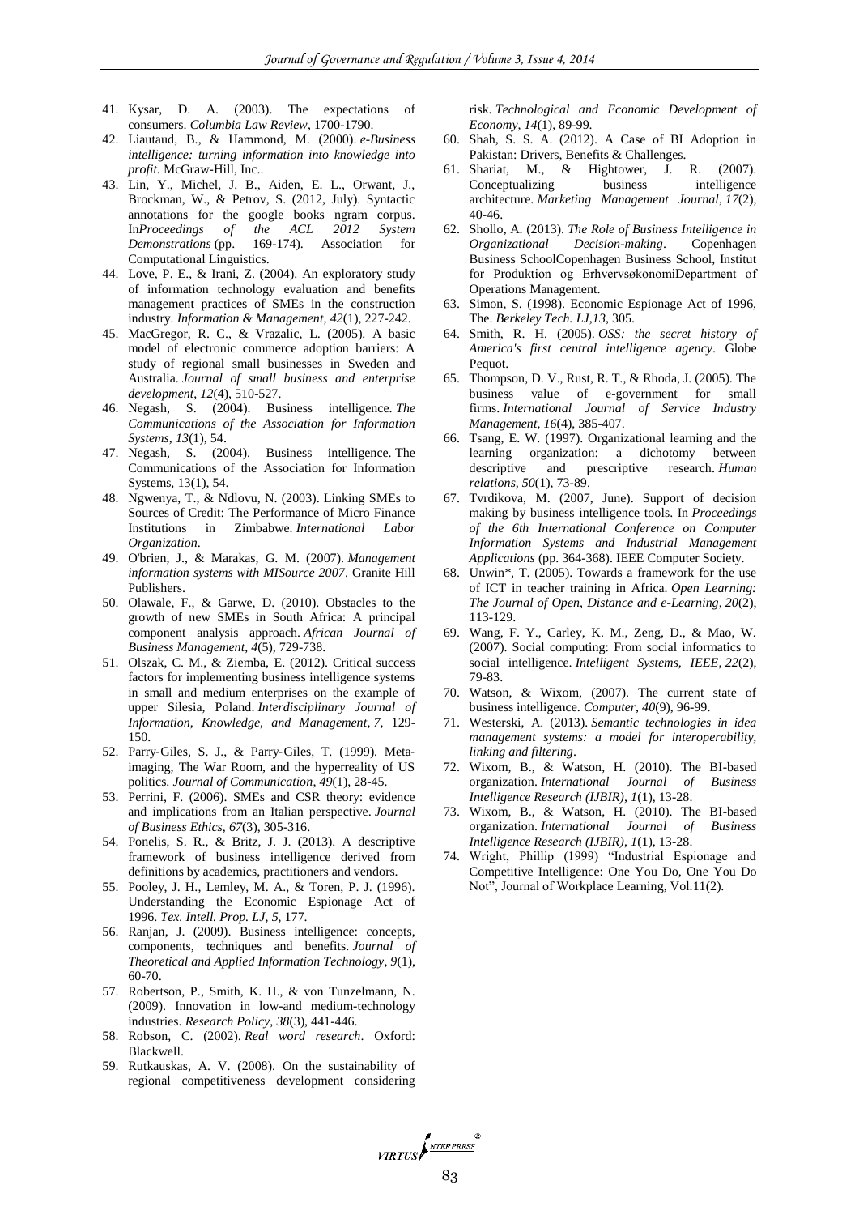41. Kysar, D. A. (2003). The expectations of consumers. *Columbia Law Review*, 1700-1790.
42. Liautaud, B., & Hammond, M. (2000). *e-Business intelligence: turning information into knowledge into profit*. McGraw-Hill, Inc..
43. Lin, Y., Michel, J. B., Aiden, E. L., Orwant, J., Brockman, W., & Petrov, S. (2012, July). Syntactic annotations for the google books ngram corpus. In*Proceedings of the ACL 2012 System Demonstrations* (pp. 169-174). Association for Computational Linguistics.
44. Love, P. E., & Irani, Z. (2004). An exploratory study of information technology evaluation and benefits management practices of SMEs in the construction industry. *Information & Management*, *42*(1), 227-242.
45. MacGregor, R. C., & Vrazalic, L. (2005). A basic model of electronic commerce adoption barriers: A study of regional small businesses in Sweden and Australia. *Journal of small business and enterprise development*, *12*(4), 510-527.
46. Negash, S. (2004). Business intelligence. *The Communications of the Association for Information Systems*, *13*(1), 54.
47. Negash, S. (2004). Business intelligence. The Communications of the Association for Information Systems, 13(1), 54.
48. Ngwenya, T., & Ndlovu, N. (2003). Linking SMEs to Sources of Credit: The Performance of Micro Finance Institutions in Zimbabwe. *International Labor Organization*.
49. O'brien, J., & Marakas, G. M. (2007). *Management information systems with MISource 2007*. Granite Hill Publishers.
50. Olawale, F., & Garwe, D. (2010). Obstacles to the growth of new SMEs in South Africa: A principal component analysis approach. *African Journal of Business Management*, *4*(5), 729-738.
51. Olszak, C. M., & Ziemba, E. (2012). Critical success factors for implementing business intelligence systems in small and medium enterprises on the example of upper Silesia, Poland. *Interdisciplinary Journal of Information, Knowledge, and Management*, *7*, 129-150.
52. Parry‐Giles, S. J., & Parry‐Giles, T. (1999). Meta‐imaging, The War Room, and the hyperreality of US politics. *Journal of Communication*, *49*(1), 28-45.
53. Perrini, F. (2006). SMEs and CSR theory: evidence and implications from an Italian perspective. *Journal of Business Ethics*, *67*(3), 305-316.
54. Ponelis, S. R., & Britz, J. J. (2013). A descriptive framework of business intelligence derived from definitions by academics, practitioners and vendors.
55. Pooley, J. H., Lemley, M. A., & Toren, P. J. (1996). Understanding the Economic Espionage Act of 1996. *Tex. Intell. Prop. LJ*, *5*, 177.
56. Ranjan, J. (2009). Business intelligence: concepts, components, techniques and benefits. *Journal of Theoretical and Applied Information Technology*, *9*(1), 60-70.
57. Robertson, P., Smith, K. H., & von Tunzelmann, N. (2009). Innovation in low-and medium-technology industries. *Research Policy*, *38*(3), 441-446.
58. Robson, C. (2002). *Real word research*. Oxford: Blackwell.
59. Rutkauskas, A. V. (2008). On the sustainability of regional competitiveness development considering risk. *Technological and Economic Development of Economy*, *14*(1), 89-99.
60. Shah, S. S. A. (2012). A Case of BI Adoption in Pakistan: Drivers, Benefits & Challenges.
61. Shariat, M., & Hightower, J. R. (2007). Conceptualizing business intelligence architecture. *Marketing Management Journal*, *17*(2), 40-46.
62. Shollo, A. (2013). *The Role of Business Intelligence in Organizational Decision-making*. Copenhagen Business SchoolCopenhagen Business School, Institut for Produktion og ErhvervsøkonomiDepartment of Operations Management.
63. Simon, S. (1998). Economic Espionage Act of 1996, The. *Berkeley Tech. LJ*,*13*, 305.
64. Smith, R. H. (2005). *OSS: the secret history of America's first central intelligence agency*. Globe Pequot.
65. Thompson, D. V., Rust, R. T., & Rhoda, J. (2005). The business value of e-government for small firms. *International Journal of Service Industry Management*, *16*(4), 385-407.
66. Tsang, E. W. (1997). Organizational learning and the learning organization: a dichotomy between descriptive and prescriptive research. *Human relations*, *50*(1), 73-89.
67. Tvrdikova, M. (2007, June). Support of decision making by business intelligence tools. In *Proceedings of the 6th International Conference on Computer Information Systems and Industrial Management Applications* (pp. 364-368). IEEE Computer Society.
68. Unwin*, T. (2005). Towards a framework for the use of ICT in teacher training in Africa. *Open Learning: The Journal of Open, Distance and e-Learning*, *20*(2), 113-129.
69. Wang, F. Y., Carley, K. M., Zeng, D., & Mao, W. (2007). Social computing: From social informatics to social intelligence. *Intelligent Systems, IEEE*, *22*(2), 79-83.
70. Watson, & Wixom, (2007). The current state of business intelligence. *Computer*, *40*(9), 96-99.
71. Westerski, A. (2013). *Semantic technologies in idea management systems: a model for interoperability, linking and filtering*.
72. Wixom, B., & Watson, H. (2010). The BI-based organization. *International Journal of Business Intelligence Research (IJBIR)*, *1*(1), 13-28.
73. Wixom, B., & Watson, H. (2010). The BI-based organization. *International Journal of Business Intelligence Research (IJBIR)*, *1*(1), 13-28.
74. Wright, Phillip (1999) "Industrial Espionage and Competitive Intelligence: One You Do, One You Do Not", Journal of Workplace Learning, Vol.11(2).